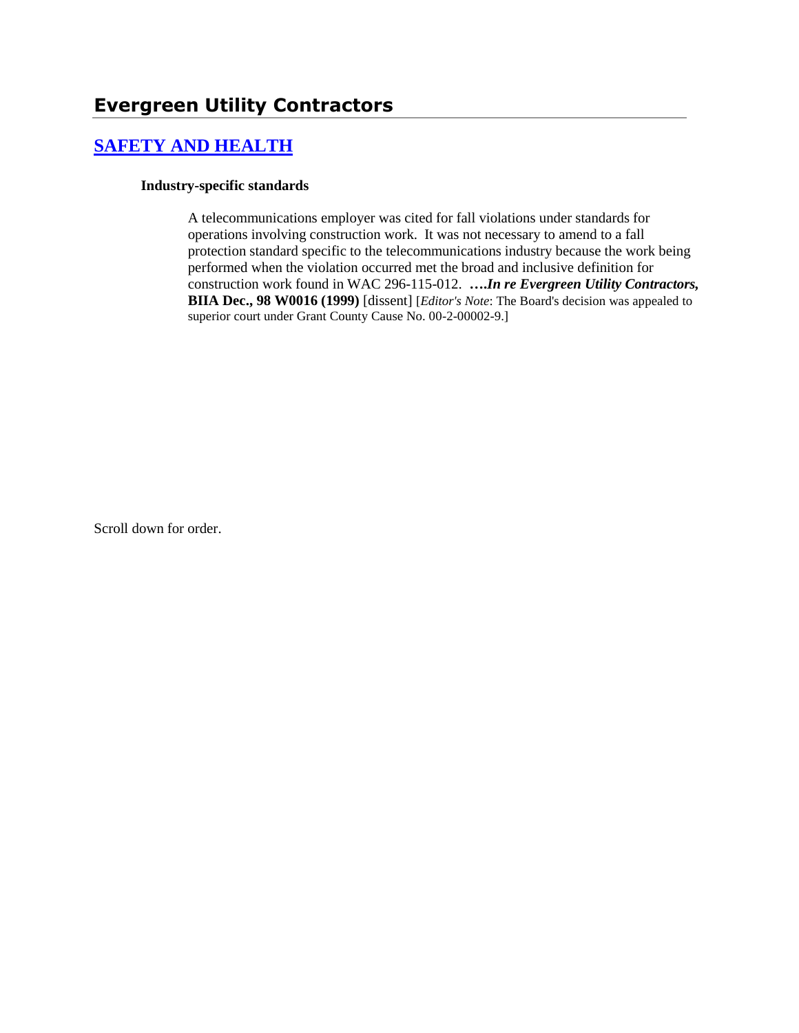# Evergreen Utility Contractors

## [SAFETY AND HEALTH]

**Industry-specific standards**

A telecommunications employer was cited for fall violations under standards for operations involving construction work. It was not necessary to amend to a fall protection standard specific to the telecommunications industry because the work being performed when the violation occurred met the broad and inclusive definition for construction work found in WAC 296-115-012. ****….In re Evergreen Utility Contractors*, BIIA Dec., 98 W0016 (1999)** [dissent] [*Editor's Note*: The Board's decision was appealed to superior court under Grant County Cause No. 00-2-00002-9.]

Scroll down for order.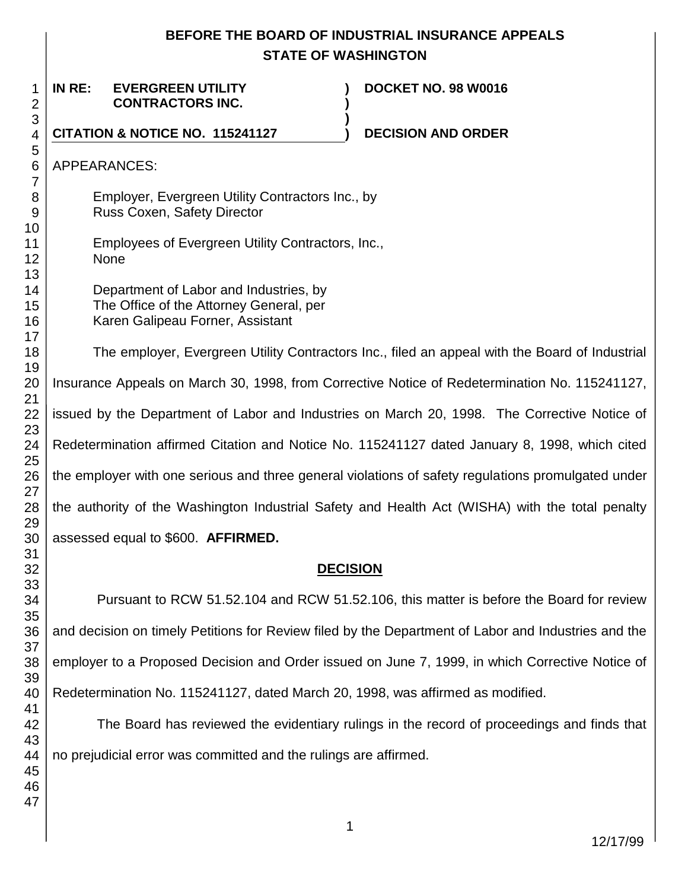# BEFORE THE BOARD OF INDUSTRIAL INSURANCE APPEALS
## STATE OF WASHINGTON

**IN RE: EVERGREEN UTILITY CONTRACTORS INC.** ) **DOCKET NO. 98 W0016**

**CITATION & NOTICE NO. 115241127** ) **DECISION AND ORDER**

APPEARANCES:

Employer, Evergreen Utility Contractors Inc., by
Russ Coxen, Safety Director

Employees of Evergreen Utility Contractors, Inc.,
None

Department of Labor and Industries, by
The Office of the Attorney General, per
Karen Galipeau Forner, Assistant

The employer, Evergreen Utility Contractors Inc., filed an appeal with the Board of Industrial Insurance Appeals on March 30, 1998, from Corrective Notice of Redetermination No. 115241127, issued by the Department of Labor and Industries on March 20, 1998. The Corrective Notice of Redetermination affirmed Citation and Notice No. 115241127 dated January 8, 1998, which cited the employer with one serious and three general violations of safety regulations promulgated under the authority of the Washington Industrial Safety and Health Act (WISHA) with the total penalty assessed equal to $600. **AFFIRMED.**

## DECISION

Pursuant to RCW 51.52.104 and RCW 51.52.106, this matter is before the Board for review and decision on timely Petitions for Review filed by the Department of Labor and Industries and the employer to a Proposed Decision and Order issued on June 7, 1999, in which Corrective Notice of Redetermination No. 115241127, dated March 20, 1998, was affirmed as modified.

The Board has reviewed the evidentiary rulings in the record of proceedings and finds that no prejudicial error was committed and the rulings are affirmed.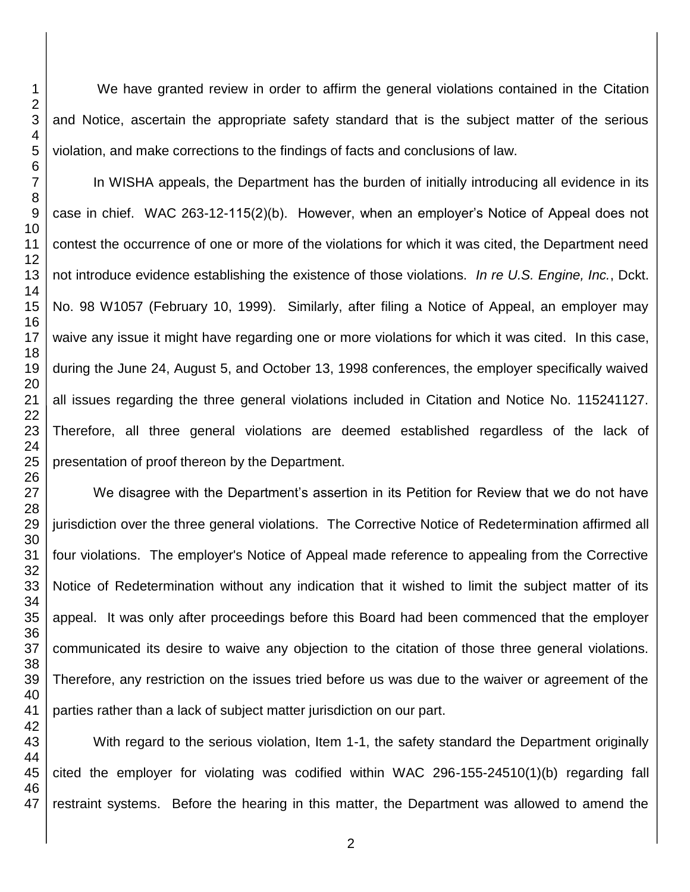We have granted review in order to affirm the general violations contained in the Citation and Notice, ascertain the appropriate safety standard that is the subject matter of the serious violation, and make corrections to the findings of facts and conclusions of law.

In WISHA appeals, the Department has the burden of initially introducing all evidence in its case in chief. WAC 263-12-115(2)(b). However, when an employer's Notice of Appeal does not contest the occurrence of one or more of the violations for which it was cited, the Department need not introduce evidence establishing the existence of those violations. *In re U.S. Engine, Inc.*, Dckt. No. 98 W1057 (February 10, 1999). Similarly, after filing a Notice of Appeal, an employer may waive any issue it might have regarding one or more violations for which it was cited. In this case, during the June 24, August 5, and October 13, 1998 conferences, the employer specifically waived all issues regarding the three general violations included in Citation and Notice No. 115241127. Therefore, all three general violations are deemed established regardless of the lack of presentation of proof thereon by the Department.

We disagree with the Department's assertion in its Petition for Review that we do not have jurisdiction over the three general violations. The Corrective Notice of Redetermination affirmed all four violations. The employer's Notice of Appeal made reference to appealing from the Corrective Notice of Redetermination without any indication that it wished to limit the subject matter of its appeal. It was only after proceedings before this Board had been commenced that the employer communicated its desire to waive any objection to the citation of those three general violations. Therefore, any restriction on the issues tried before us was due to the waiver or agreement of the parties rather than a lack of subject matter jurisdiction on our part.

With regard to the serious violation, Item 1-1, the safety standard the Department originally cited the employer for violating was codified within WAC 296-155-24510(1)(b) regarding fall restraint systems. Before the hearing in this matter, the Department was allowed to amend the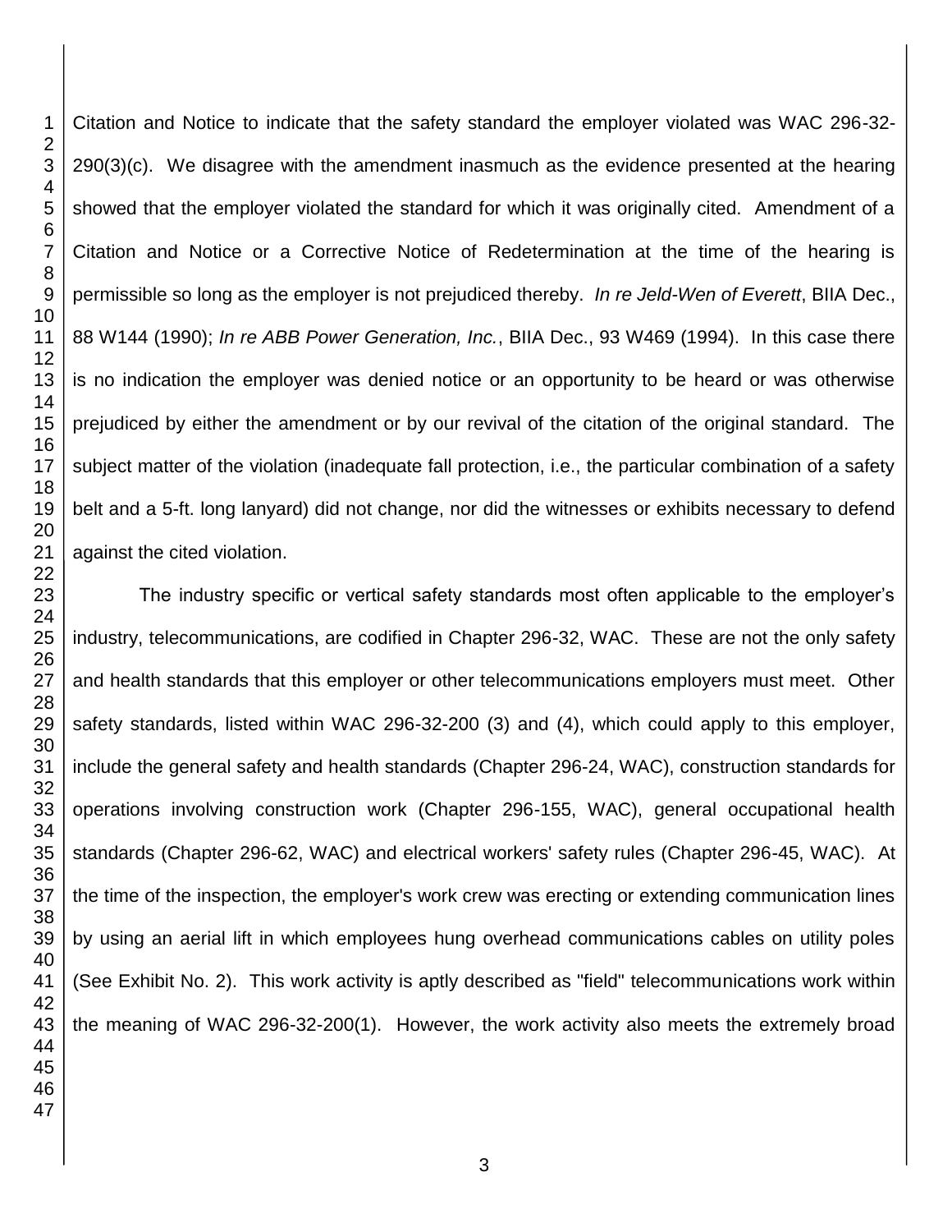Citation and Notice to indicate that the safety standard the employer violated was WAC 296-32-290(3)(c). We disagree with the amendment inasmuch as the evidence presented at the hearing showed that the employer violated the standard for which it was originally cited. Amendment of a Citation and Notice or a Corrective Notice of Redetermination at the time of the hearing is permissible so long as the employer is not prejudiced thereby. *In re Jeld-Wen of Everett*, BIIA Dec., 88 W144 (1990); *In re ABB Power Generation, Inc.*, BIIA Dec., 93 W469 (1994). In this case there is no indication the employer was denied notice or an opportunity to be heard or was otherwise prejudiced by either the amendment or by our revival of the citation of the original standard. The subject matter of the violation (inadequate fall protection, i.e., the particular combination of a safety belt and a 5-ft. long lanyard) did not change, nor did the witnesses or exhibits necessary to defend against the cited violation.

The industry specific or vertical safety standards most often applicable to the employer's industry, telecommunications, are codified in Chapter 296-32, WAC. These are not the only safety and health standards that this employer or other telecommunications employers must meet. Other safety standards, listed within WAC 296-32-200 (3) and (4), which could apply to this employer, include the general safety and health standards (Chapter 296-24, WAC), construction standards for operations involving construction work (Chapter 296-155, WAC), general occupational health standards (Chapter 296-62, WAC) and electrical workers' safety rules (Chapter 296-45, WAC). At the time of the inspection, the employer's work crew was erecting or extending communication lines by using an aerial lift in which employees hung overhead communications cables on utility poles (See Exhibit No. 2). This work activity is aptly described as "field" telecommunications work within the meaning of WAC 296-32-200(1). However, the work activity also meets the extremely broad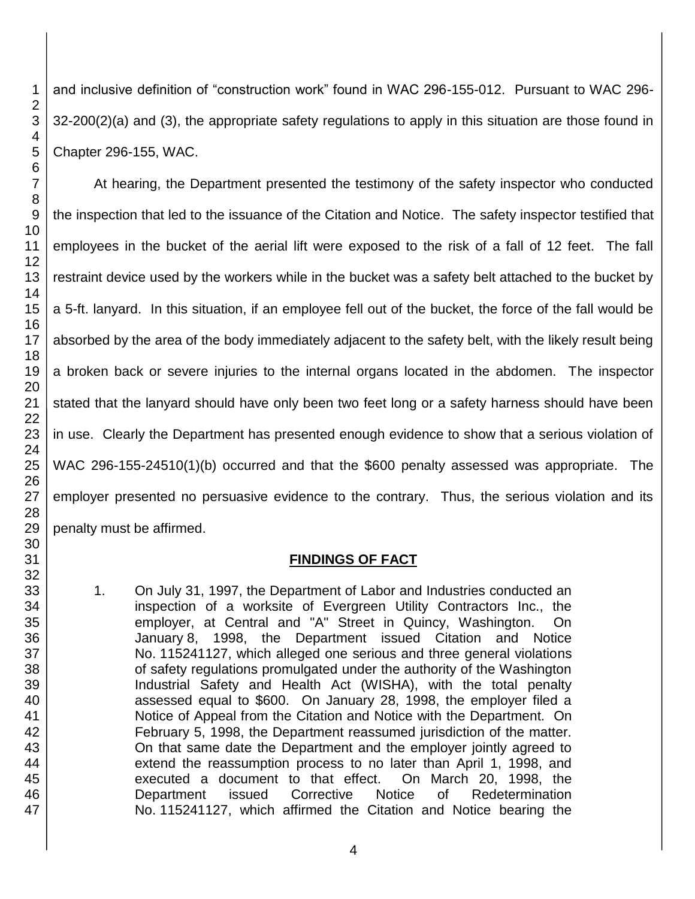and inclusive definition of "construction work" found in WAC 296-155-012. Pursuant to WAC 296-32-200(2)(a) and (3), the appropriate safety regulations to apply in this situation are those found in Chapter 296-155, WAC.

At hearing, the Department presented the testimony of the safety inspector who conducted the inspection that led to the issuance of the Citation and Notice. The safety inspector testified that employees in the bucket of the aerial lift were exposed to the risk of a fall of 12 feet. The fall restraint device used by the workers while in the bucket was a safety belt attached to the bucket by a 5-ft. lanyard. In this situation, if an employee fell out of the bucket, the force of the fall would be absorbed by the area of the body immediately adjacent to the safety belt, with the likely result being a broken back or severe injuries to the internal organs located in the abdomen. The inspector stated that the lanyard should have only been two feet long or a safety harness should have been in use. Clearly the Department has presented enough evidence to show that a serious violation of WAC 296-155-24510(1)(b) occurred and that the $600 penalty assessed was appropriate. The employer presented no persuasive evidence to the contrary. Thus, the serious violation and its penalty must be affirmed.

## FINDINGS OF FACT

1. On July 31, 1997, the Department of Labor and Industries conducted an inspection of a worksite of Evergreen Utility Contractors Inc., the employer, at Central and "A" Street in Quincy, Washington. On January 8, 1998, the Department issued Citation and Notice No. 115241127, which alleged one serious and three general violations of safety regulations promulgated under the authority of the Washington Industrial Safety and Health Act (WISHA), with the total penalty assessed equal to $600. On January 28, 1998, the employer filed a Notice of Appeal from the Citation and Notice with the Department. On February 5, 1998, the Department reassumed jurisdiction of the matter. On that same date the Department and the employer jointly agreed to extend the reassumption process to no later than April 1, 1998, and executed a document to that effect. On March 20, 1998, the Department issued Corrective Notice of Redetermination No. 115241127, which affirmed the Citation and Notice bearing the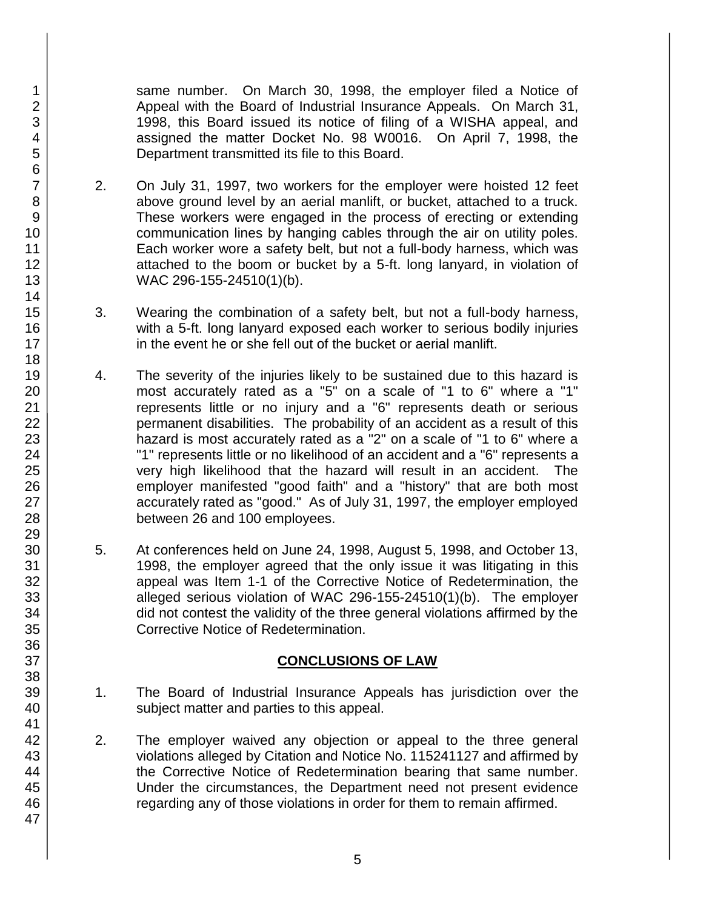same number. On March 30, 1998, the employer filed a Notice of Appeal with the Board of Industrial Insurance Appeals. On March 31, 1998, this Board issued its notice of filing of a WISHA appeal, and assigned the matter Docket No. 98 W0016. On April 7, 1998, the Department transmitted its file to this Board.

2. On July 31, 1997, two workers for the employer were hoisted 12 feet above ground level by an aerial manlift, or bucket, attached to a truck. These workers were engaged in the process of erecting or extending communication lines by hanging cables through the air on utility poles. Each worker wore a safety belt, but not a full-body harness, which was attached to the boom or bucket by a 5-ft. long lanyard, in violation of WAC 296-155-24510(1)(b).

3. Wearing the combination of a safety belt, but not a full-body harness, with a 5-ft. long lanyard exposed each worker to serious bodily injuries in the event he or she fell out of the bucket or aerial manlift.

4. The severity of the injuries likely to be sustained due to this hazard is most accurately rated as a "5" on a scale of "1 to 6" where a "1" represents little or no injury and a "6" represents death or serious permanent disabilities. The probability of an accident as a result of this hazard is most accurately rated as a "2" on a scale of "1 to 6" where a "1" represents little or no likelihood of an accident and a "6" represents a very high likelihood that the hazard will result in an accident. The employer manifested "good faith" and a "history" that are both most accurately rated as "good." As of July 31, 1997, the employer employed between 26 and 100 employees.

5. At conferences held on June 24, 1998, August 5, 1998, and October 13, 1998, the employer agreed that the only issue it was litigating in this appeal was Item 1-1 of the Corrective Notice of Redetermination, the alleged serious violation of WAC 296-155-24510(1)(b). The employer did not contest the validity of the three general violations affirmed by the Corrective Notice of Redetermination.

## CONCLUSIONS OF LAW

1. The Board of Industrial Insurance Appeals has jurisdiction over the subject matter and parties to this appeal.

2. The employer waived any objection or appeal to the three general violations alleged by Citation and Notice No. 115241127 and affirmed by the Corrective Notice of Redetermination bearing that same number. Under the circumstances, the Department need not present evidence regarding any of those violations in order for them to remain affirmed.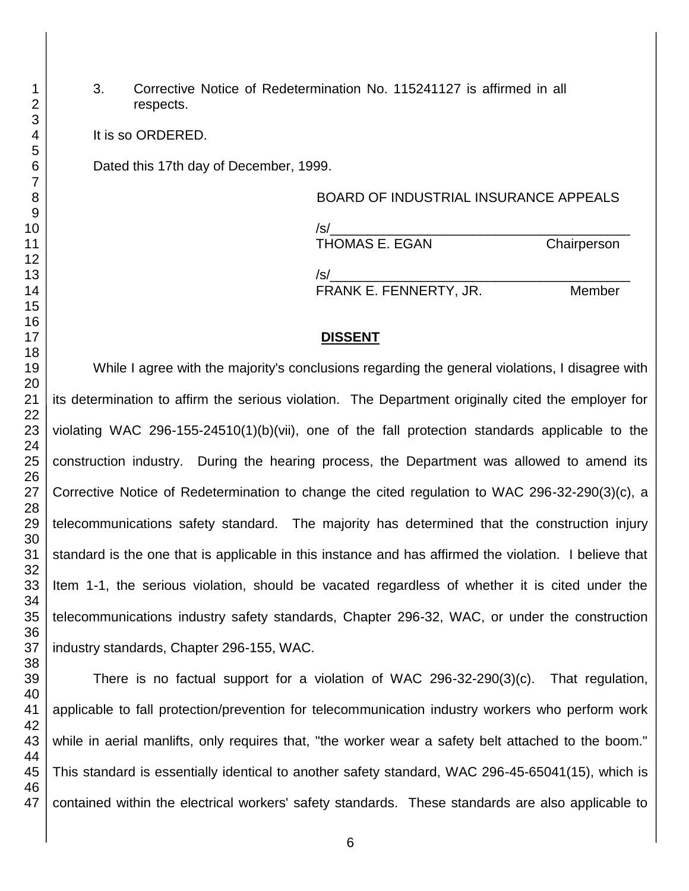3. Corrective Notice of Redetermination No. 115241127 is affirmed in all respects.

It is so ORDERED.

Dated this 17th day of December, 1999.

BOARD OF INDUSTRIAL INSURANCE APPEALS

/s/\_\_\_\_\_\_\_\_\_\_\_\_\_\_\_\_\_\_\_\_\_\_\_\_\_\_\_\_\_\_\_\_\_\_\_\_\_\_\_\_
THOMAS E. EGAN Chairperson

/s/\_\_\_\_\_\_\_\_\_\_\_\_\_\_\_\_\_\_\_\_\_\_\_\_\_\_\_\_\_\_\_\_\_\_\_\_\_\_\_\_
FRANK E. FENNERTY, JR. Member

## DISSENT

While I agree with the majority's conclusions regarding the general violations, I disagree with its determination to affirm the serious violation. The Department originally cited the employer for violating WAC 296-155-24510(1)(b)(vii), one of the fall protection standards applicable to the construction industry. During the hearing process, the Department was allowed to amend its Corrective Notice of Redetermination to change the cited regulation to WAC 296-32-290(3)(c), a telecommunications safety standard. The majority has determined that the construction injury standard is the one that is applicable in this instance and has affirmed the violation. I believe that Item 1-1, the serious violation, should be vacated regardless of whether it is cited under the telecommunications industry safety standards, Chapter 296-32, WAC, or under the construction industry standards, Chapter 296-155, WAC.

There is no factual support for a violation of WAC 296-32-290(3)(c). That regulation, applicable to fall protection/prevention for telecommunication industry workers who perform work while in aerial manlifts, only requires that, "the worker wear a safety belt attached to the boom." This standard is essentially identical to another safety standard, WAC 296-45-65041(15), which is contained within the electrical workers' safety standards. These standards are also applicable to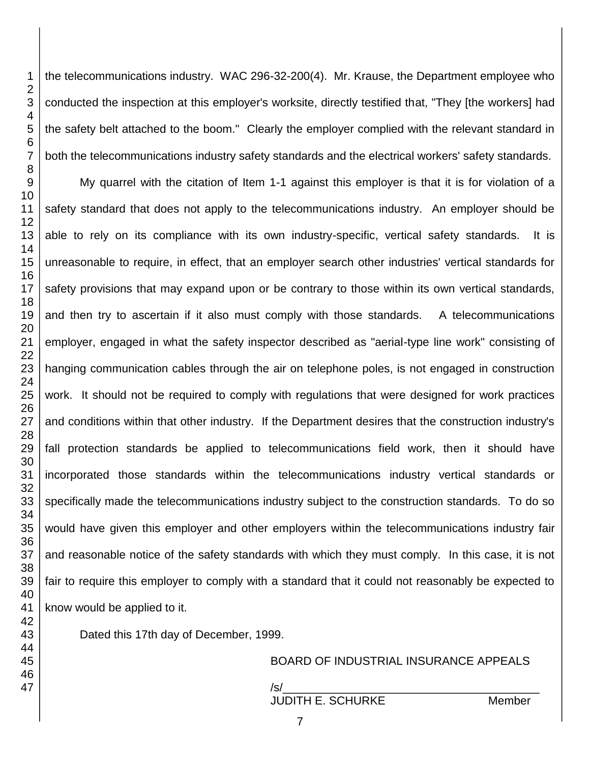the telecommunications industry. WAC 296-32-200(4). Mr. Krause, the Department employee who conducted the inspection at this employer's worksite, directly testified that, "They [the workers] had the safety belt attached to the boom." Clearly the employer complied with the relevant standard in both the telecommunications industry safety standards and the electrical workers' safety standards.

My quarrel with the citation of Item 1-1 against this employer is that it is for violation of a safety standard that does not apply to the telecommunications industry. An employer should be able to rely on its compliance with its own industry-specific, vertical safety standards. It is unreasonable to require, in effect, that an employer search other industries' vertical standards for safety provisions that may expand upon or be contrary to those within its own vertical standards, and then try to ascertain if it also must comply with those standards. A telecommunications employer, engaged in what the safety inspector described as "aerial-type line work" consisting of hanging communication cables through the air on telephone poles, is not engaged in construction work. It should not be required to comply with regulations that were designed for work practices and conditions within that other industry. If the Department desires that the construction industry's fall protection standards be applied to telecommunications field work, then it should have incorporated those standards within the telecommunications industry vertical standards or specifically made the telecommunications industry subject to the construction standards. To do so would have given this employer and other employers within the telecommunications industry fair and reasonable notice of the safety standards with which they must comply. In this case, it is not fair to require this employer to comply with a standard that it could not reasonably be expected to know would be applied to it.

Dated this 17th day of December, 1999.

BOARD OF INDUSTRIAL INSURANCE APPEALS

/s/________________________________________
JUDITH E. SCHURKE                                        Member